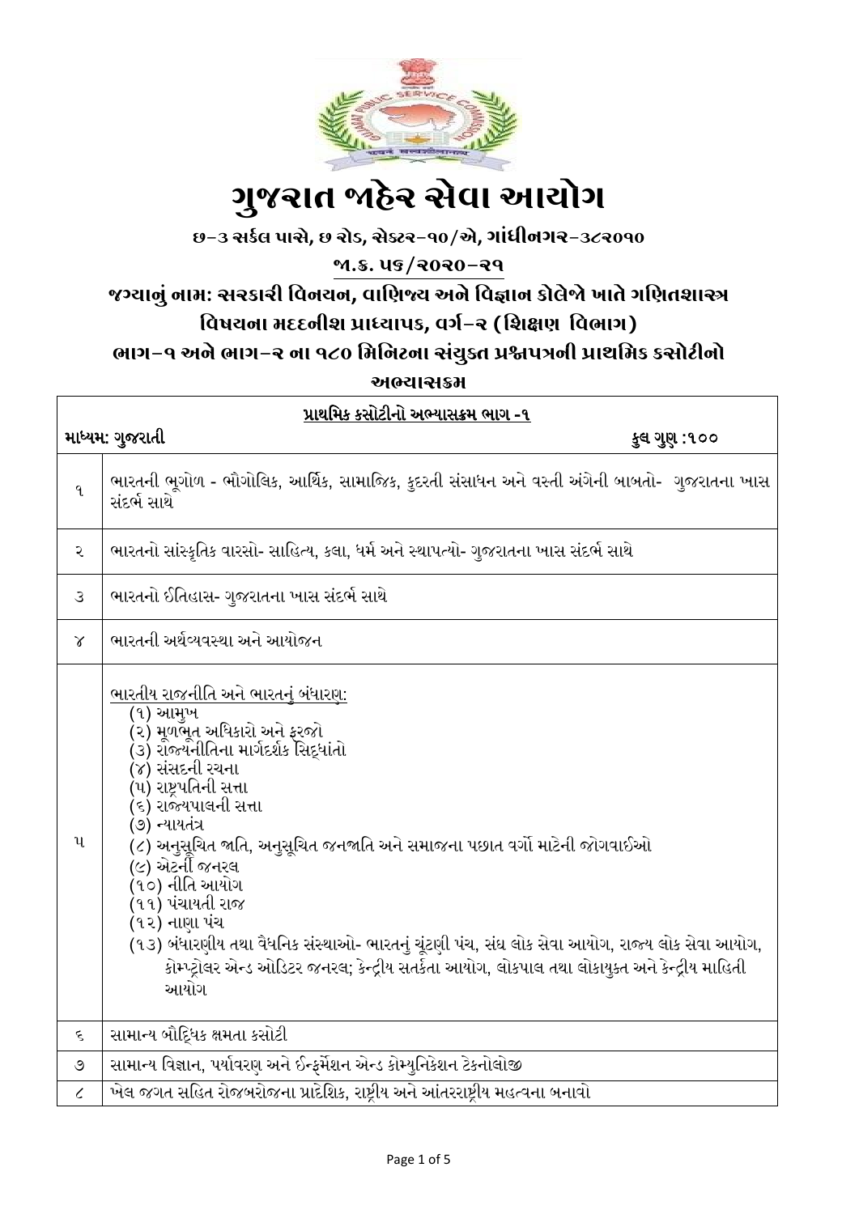# ગુજરાત જાહેર સેવા આયોગ

**છ-૩ સર્કલ પાસે, છ રોડ, સેક્ટર-૧૦/એ, ગાંધીનગર-૩૮૨૦૧૦**

**જા.ક્ર. ૫૭/૨૦૨૦-૨૧**

**જગ્યાનું નામ: સરકારી વિનયન, વાણિજ્ય અને વિજ્ઞાન કોલેજો ખાતે ગણિતશાસ્ત્ર વિષયના મદદનીશ પ્રાધ્યાપક, વર્ગ-૨ (શિક્ષણ વિભાગ)**

**ભાગ-૧ અને ભાગ-૨ ના ૧૮૦ મિનિટના સંયુક્ત પ્રશ્નપત્રની પ્રાથમિક કસોટીનો અભ્યાસક્રમ**

| <u>પ્રાથમિક કસોટીનો અભ્યાસક્રમ ભાગ -૧</u> | |
|---|---|
| માધ્યમ: ગુજરાતી | કુલ ગુણ :૧૦૦ |
| ૧ | ભારતની ભૂગોળ - ભૌગોલિક, આર્થિક, સામાજિક, કુદરતી સંસાધન અને વસ્તી અંગેની બાબતો- ગુજરાતના ખાસ સંદર્ભ સાથે |
| ૨ | ભારતનો સાંસ્કૃતિક વારસો- સાહિત્ય, કલા, ધર્મ અને સ્થાપત્યો- ગુજરાતના ખાસ સંદર્ભ સાથે |
| ૩ | ભારતનો ઈતિહાસ- ગુજરાતના ખાસ સંદર્ભ સાથે |
| ૪ | ભારતની અર્થવ્યવસ્થા અને આયોજન |
| ૫ | <u>ભારતીય રાજનીતિ અને ભારતનું બંધારણ:</u><br>(૧) આમુખ<br>(૨) મૂળભૂત અધિકારો અને ફરજો<br>(૩) રાજ્યનીતિના માર્ગદર્શક સિદ્ધાંતો<br>(૪) સંસદની રચના<br>(૫) રાષ્ટ્રપતિની સત્તા<br>(૬) રાજ્યપાલની સત્તા<br>(૭) ન્યાયતંત્ર<br>(૮) અનુસૂચિત જાતિ, અનુસૂચિત જનજાતિ અને સમાજના પછાત વર્ગો માટેની જોગવાઈઓ<br>(૯) એટર્ની જનરલ<br>(૧૦) નીતિ આયોગ<br>(૧૧) પંચાયતી રાજ<br>(૧૨) નાણા પંચ<br>(૧૩) બંધારણીય તથા વૈધનિક સંસ્થાઓ- ભારતનું ચૂંટણી પંચ, સંઘ લોક સેવા આયોગ, રાજ્ય લોક સેવા આયોગ, કોમ્પ્ટ્રોલર એન્ડ ઓડિટર જનરલ; કેન્દ્રીય સતર્કતા આયોગ, લોકપાલ તથા લોકાયુક્ત અને કેન્દ્રીય માહિતી આયોગ |
| ૬ | સામાન્ય બૌદ્ધિક ક્ષમતા કસોટી |
| ૭ | સામાન્ય વિજ્ઞાન, પર્યાવરણ અને ઈન્ફર્મેશન એન્ડ કોમ્યુનિકેશન ટેકનોલોજી |
| ૮ | ખેલ જગત સહિત રોજબરોજના પ્રાદેશિક, રાષ્ટ્રીય અને આંતરરાષ્ટ્રીય મહત્વના બનાવો |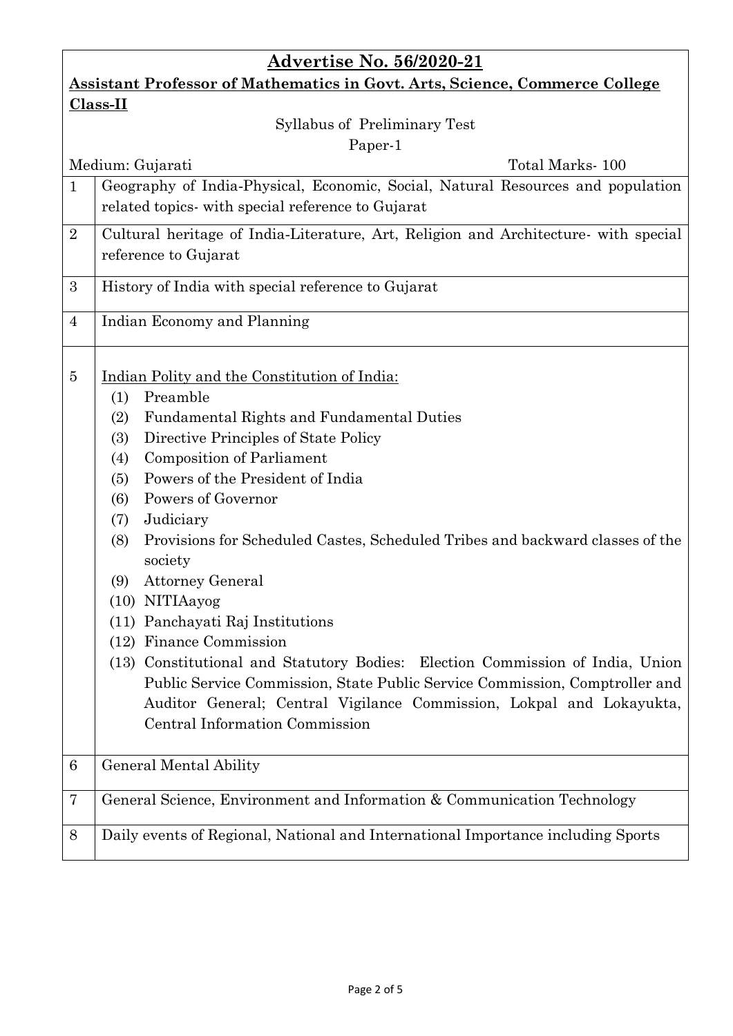## Advertise No. 56/2020-21

**Assistant Professor of Mathematics in Govt. Arts, Science, Commerce College Class-II**

Syllabus of Preliminary Test

Paper-1

Medium: Gujarati — Total Marks- 100

| | |
|---|---|
| 1 | Geography of India-Physical, Economic, Social, Natural Resources and population related topics- with special reference to Gujarat |
| 2 | Cultural heritage of India-Literature, Art, Religion and Architecture- with special reference to Gujarat |
| 3 | History of India with special reference to Gujarat |
| 4 | Indian Economy and Planning |
| 5 | Indian Polity and the Constitution of India:<br>(1) Preamble<br>(2) Fundamental Rights and Fundamental Duties<br>(3) Directive Principles of State Policy<br>(4) Composition of Parliament<br>(5) Powers of the President of India<br>(6) Powers of Governor<br>(7) Judiciary<br>(8) Provisions for Scheduled Castes, Scheduled Tribes and backward classes of the society<br>(9) Attorney General<br>(10) NITIAayog<br>(11) Panchayati Raj Institutions<br>(12) Finance Commission<br>(13) Constitutional and Statutory Bodies: Election Commission of India, Union Public Service Commission, State Public Service Commission, Comptroller and Auditor General; Central Vigilance Commission, Lokpal and Lokayukta, Central Information Commission |
| 6 | General Mental Ability |
| 7 | General Science, Environment and Information & Communication Technology |
| 8 | Daily events of Regional, National and International Importance including Sports |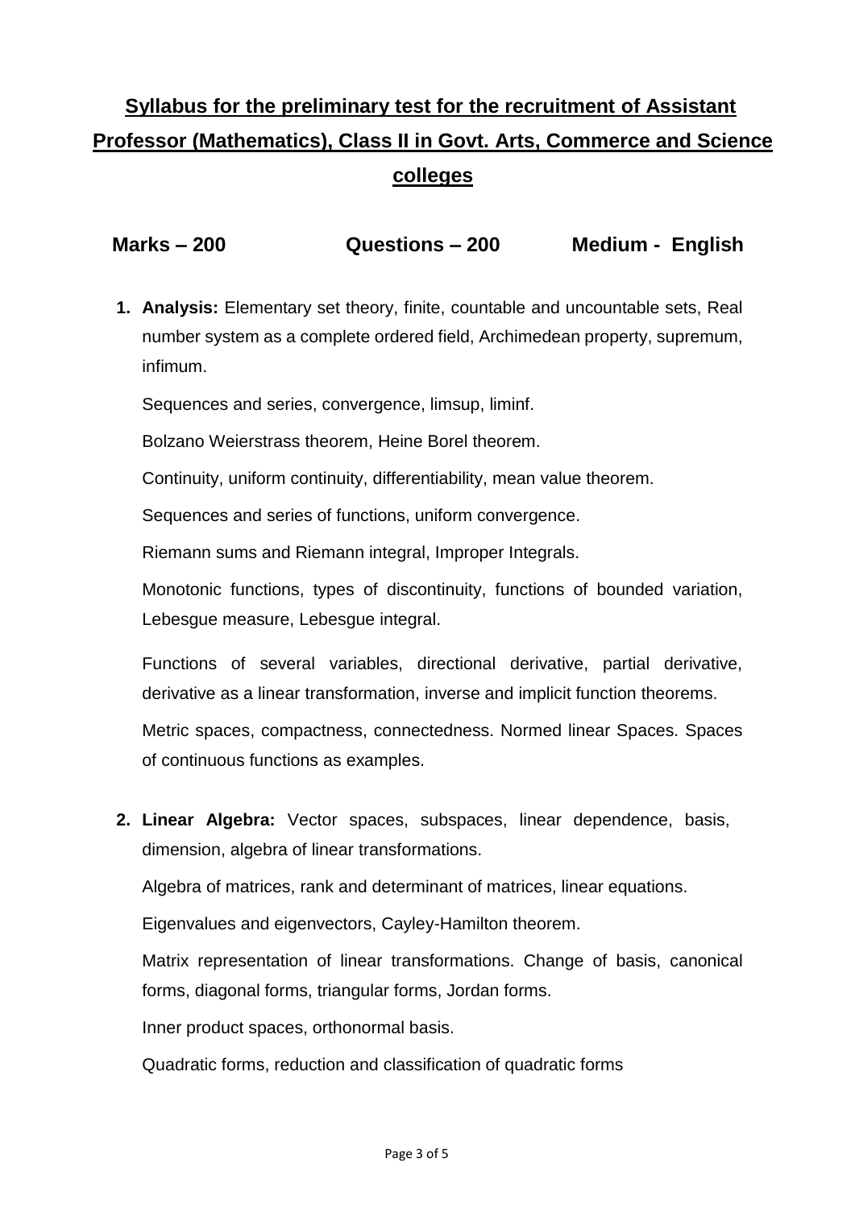# Syllabus for the preliminary test for the recruitment of Assistant Professor (Mathematics), Class II in Govt. Arts, Commerce and Science colleges

**Marks – 200** **Questions – 200** **Medium - English**

1. **Analysis:** Elementary set theory, finite, countable and uncountable sets, Real number system as a complete ordered field, Archimedean property, supremum, infimum.

   Sequences and series, convergence, limsup, liminf.

   Bolzano Weierstrass theorem, Heine Borel theorem.

   Continuity, uniform continuity, differentiability, mean value theorem.

   Sequences and series of functions, uniform convergence.

   Riemann sums and Riemann integral, Improper Integrals.

   Monotonic functions, types of discontinuity, functions of bounded variation, Lebesgue measure, Lebesgue integral.

   Functions of several variables, directional derivative, partial derivative, derivative as a linear transformation, inverse and implicit function theorems.

   Metric spaces, compactness, connectedness. Normed linear Spaces. Spaces of continuous functions as examples.

2. **Linear Algebra:** Vector spaces, subspaces, linear dependence, basis, dimension, algebra of linear transformations.

   Algebra of matrices, rank and determinant of matrices, linear equations.

   Eigenvalues and eigenvectors, Cayley-Hamilton theorem.

   Matrix representation of linear transformations. Change of basis, canonical forms, diagonal forms, triangular forms, Jordan forms.

   Inner product spaces, orthonormal basis.

   Quadratic forms, reduction and classification of quadratic forms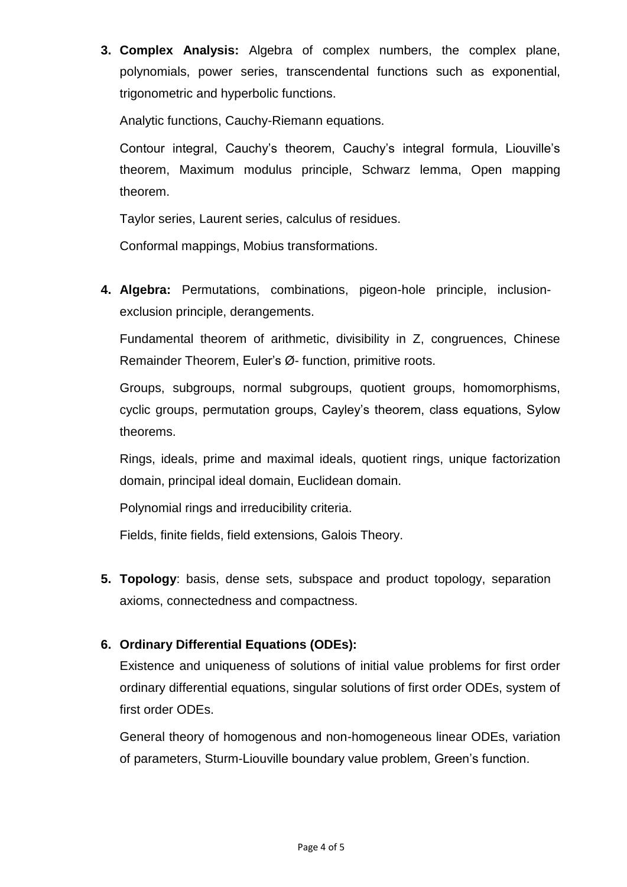3. **Complex Analysis:** Algebra of complex numbers, the complex plane, polynomials, power series, transcendental functions such as exponential, trigonometric and hyperbolic functions.

   Analytic functions, Cauchy-Riemann equations.

   Contour integral, Cauchy's theorem, Cauchy's integral formula, Liouville's theorem, Maximum modulus principle, Schwarz lemma, Open mapping theorem.

   Taylor series, Laurent series, calculus of residues.

   Conformal mappings, Mobius transformations.

4. **Algebra:** Permutations, combinations, pigeon-hole principle, inclusion-exclusion principle, derangements.

   Fundamental theorem of arithmetic, divisibility in Z, congruences, Chinese Remainder Theorem, Euler's Ø- function, primitive roots.

   Groups, subgroups, normal subgroups, quotient groups, homomorphisms, cyclic groups, permutation groups, Cayley's theorem, class equations, Sylow theorems.

   Rings, ideals, prime and maximal ideals, quotient rings, unique factorization domain, principal ideal domain, Euclidean domain.

   Polynomial rings and irreducibility criteria.

   Fields, finite fields, field extensions, Galois Theory.

5. **Topology**: basis, dense sets, subspace and product topology, separation axioms, connectedness and compactness.

6. **Ordinary Differential Equations (ODEs):**

   Existence and uniqueness of solutions of initial value problems for first order ordinary differential equations, singular solutions of first order ODEs, system of first order ODEs.

   General theory of homogenous and non-homogeneous linear ODEs, variation of parameters, Sturm-Liouville boundary value problem, Green's function.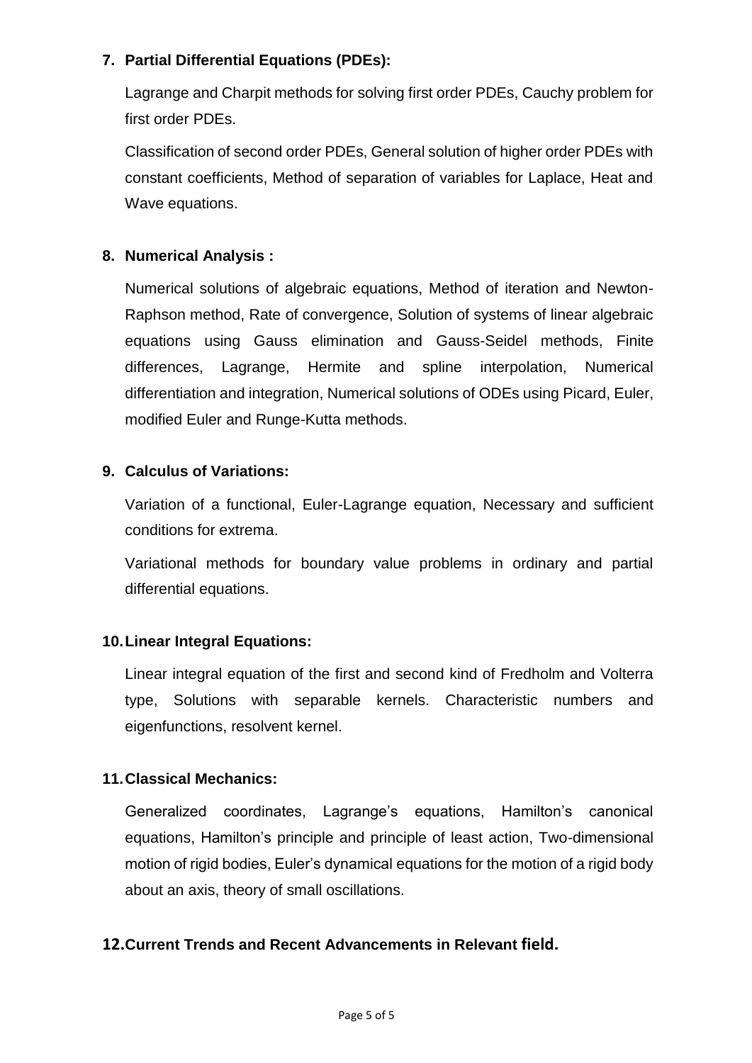**7. Partial Differential Equations (PDEs):**

Lagrange and Charpit methods for solving first order PDEs, Cauchy problem for first order PDEs.

Classification of second order PDEs, General solution of higher order PDEs with constant coefficients, Method of separation of variables for Laplace, Heat and Wave equations.

**8. Numerical Analysis :**

Numerical solutions of algebraic equations, Method of iteration and Newton-Raphson method, Rate of convergence, Solution of systems of linear algebraic equations using Gauss elimination and Gauss-Seidel methods, Finite differences, Lagrange, Hermite and spline interpolation, Numerical differentiation and integration, Numerical solutions of ODEs using Picard, Euler, modified Euler and Runge-Kutta methods.

**9. Calculus of Variations:**

Variation of a functional, Euler-Lagrange equation, Necessary and sufficient conditions for extrema.

Variational methods for boundary value problems in ordinary and partial differential equations.

**10. Linear Integral Equations:**

Linear integral equation of the first and second kind of Fredholm and Volterra type, Solutions with separable kernels. Characteristic numbers and eigenfunctions, resolvent kernel.

**11. Classical Mechanics:**

Generalized coordinates, Lagrange's equations, Hamilton's canonical equations, Hamilton's principle and principle of least action, Two-dimensional motion of rigid bodies, Euler's dynamical equations for the motion of a rigid body about an axis, theory of small oscillations.

**12. Current Trends and Recent Advancements in Relevant field.**